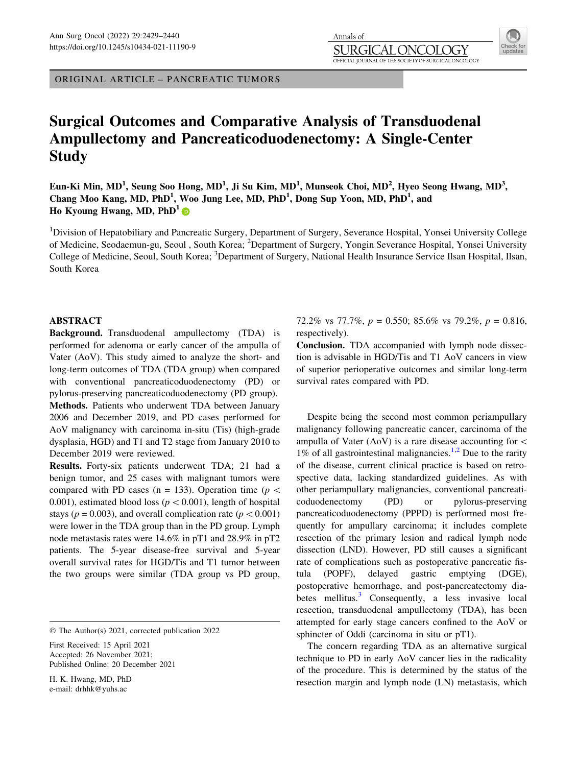ORIGINAL ARTICLE – PANCREATIC TUMORS

# Surgical Outcomes and Comparative Analysis of Transduodenal Ampullectomy and Pancreaticoduodenectomy: A Single-Center Study

**Eun-Ki Min, MD[1], Seung Soo Hong, MD[1], Ji Su Kim, MD[1], Munseok Choi, MD[2], Hyeo Seong Hwang, MD[3], Chang Moo Kang, MD, PhD[1], Woo Jung Lee, MD, PhD[1], Dong Sup Yoon, MD, PhD[1], and Ho Kyoung Hwang, MD, PhD[1]**

[1]Division of Hepatobiliary and Pancreatic Surgery, Department of Surgery, Severance Hospital, Yonsei University College of Medicine, Seodaemun-gu, Seoul , South Korea; [2]Department of Surgery, Yongin Severance Hospital, Yonsei University College of Medicine, Seoul, South Korea; [3]Department of Surgery, National Health Insurance Service Ilsan Hospital, Ilsan, South Korea

## ABSTRACT

**Background.** Transduodenal ampullectomy (TDA) is performed for adenoma or early cancer of the ampulla of Vater (AoV). This study aimed to analyze the short- and long-term outcomes of TDA (TDA group) when compared with conventional pancreaticoduodenectomy (PD) or pylorus-preserving pancreaticoduodenectomy (PD group).

**Methods.** Patients who underwent TDA between January 2006 and December 2019, and PD cases performed for AoV malignancy with carcinoma in-situ (Tis) (high-grade dysplasia, HGD) and T1 and T2 stage from January 2010 to December 2019 were reviewed.

**Results.** Forty-six patients underwent TDA; 21 had a benign tumor, and 25 cases with malignant tumors were compared with PD cases (n = 133). Operation time ($p < 0.001$), estimated blood loss ($p < 0.001$), length of hospital stays ($p = 0.003$), and overall complication rate ($p < 0.001$) were lower in the TDA group than in the PD group. Lymph node metastasis rates were 14.6% in pT1 and 28.9% in pT2 patients. The 5-year disease-free survival and 5-year overall survival rates for HGD/Tis and T1 tumor between the two groups were similar (TDA group vs PD group, 72.2% vs 77.7%, $p = 0.550$; 85.6% vs 79.2%, $p = 0.816$, respectively).

**Conclusion.** TDA accompanied with lymph node dissection is advisable in HGD/Tis and T1 AoV cancers in view of superior perioperative outcomes and similar long-term survival rates compared with PD.

© The Author(s) 2021, corrected publication 2022

First Received: 15 April 2021
Accepted: 26 November 2021;
Published Online: 20 December 2021

H. K. Hwang, MD, PhD
e-mail: drhhk@yuhs.ac

Despite being the second most common periampullary malignancy following pancreatic cancer, carcinoma of the ampulla of Vater (AoV) is a rare disease accounting for < 1% of all gastrointestinal malignancies.[1,2] Due to the rarity of the disease, current clinical practice is based on retrospective data, lacking standardized guidelines. As with other periampullary malignancies, conventional pancreaticoduodenectomy (PD) or pylorus-preserving pancreaticoduodenectomy (PPPD) is performed most frequently for ampullary carcinoma; it includes complete resection of the primary lesion and radical lymph node dissection (LND). However, PD still causes a significant rate of complications such as postoperative pancreatic fistula (POPF), delayed gastric emptying (DGE), postoperative hemorrhage, and post-pancreatectomy diabetes mellitus.[3] Consequently, a less invasive local resection, transduodenal ampullectomy (TDA), has been attempted for early stage cancers confined to the AoV or sphincter of Oddi (carcinoma in situ or pT1).

The concern regarding TDA as an alternative surgical technique to PD in early AoV cancer lies in the radicality of the procedure. This is determined by the status of the resection margin and lymph node (LN) metastasis, which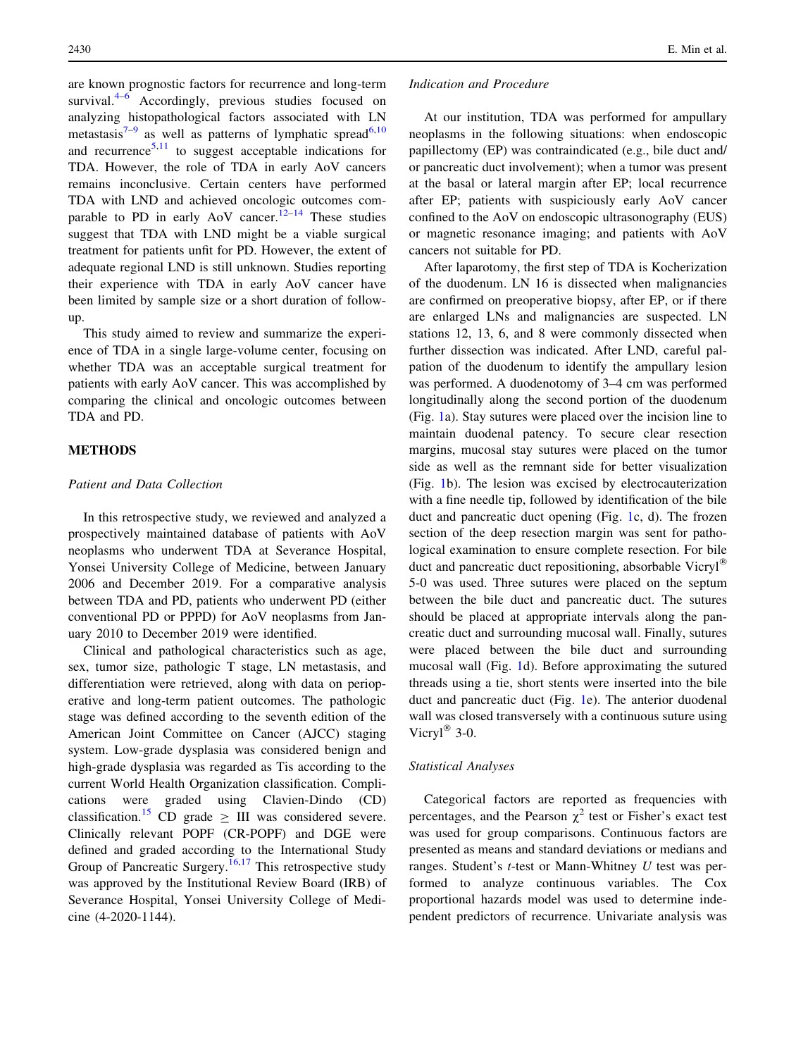are known prognostic factors for recurrence and long-term survival.[4–6] Accordingly, previous studies focused on analyzing histopathological factors associated with LN metastasis[7–9] as well as patterns of lymphatic spread[6,10] and recurrence[5,11] to suggest acceptable indications for TDA. However, the role of TDA in early AoV cancers remains inconclusive. Certain centers have performed TDA with LND and achieved oncologic outcomes comparable to PD in early AoV cancer.[12–14] These studies suggest that TDA with LND might be a viable surgical treatment for patients unfit for PD. However, the extent of adequate regional LND is still unknown. Studies reporting their experience with TDA in early AoV cancer have been limited by sample size or a short duration of follow-up.

This study aimed to review and summarize the experience of TDA in a single large-volume center, focusing on whether TDA was an acceptable surgical treatment for patients with early AoV cancer. This was accomplished by comparing the clinical and oncologic outcomes between TDA and PD.

## METHODS

### *Patient and Data Collection*

In this retrospective study, we reviewed and analyzed a prospectively maintained database of patients with AoV neoplasms who underwent TDA at Severance Hospital, Yonsei University College of Medicine, between January 2006 and December 2019. For a comparative analysis between TDA and PD, patients who underwent PD (either conventional PD or PPPD) for AoV neoplasms from January 2010 to December 2019 were identified.

Clinical and pathological characteristics such as age, sex, tumor size, pathologic T stage, LN metastasis, and differentiation were retrieved, along with data on perioperative and long-term patient outcomes. The pathologic stage was defined according to the seventh edition of the American Joint Committee on Cancer (AJCC) staging system. Low-grade dysplasia was considered benign and high-grade dysplasia was regarded as Tis according to the current World Health Organization classification. Complications were graded using Clavien-Dindo (CD) classification.[15] CD grade $\geq$ III was considered severe. Clinically relevant POPF (CR-POPF) and DGE were defined and graded according to the International Study Group of Pancreatic Surgery.[16,17] This retrospective study was approved by the Institutional Review Board (IRB) of Severance Hospital, Yonsei University College of Medicine (4-2020-1144).

### *Indication and Procedure*

At our institution, TDA was performed for ampullary neoplasms in the following situations: when endoscopic papillectomy (EP) was contraindicated (e.g., bile duct and/or pancreatic duct involvement); when a tumor was present at the basal or lateral margin after EP; local recurrence after EP; patients with suspiciously early AoV cancer confined to the AoV on endoscopic ultrasonography (EUS) or magnetic resonance imaging; and patients with AoV cancers not suitable for PD.

After laparotomy, the first step of TDA is Kocherization of the duodenum. LN 16 is dissected when malignancies are confirmed on preoperative biopsy, after EP, or if there are enlarged LNs and malignancies are suspected. LN stations 12, 13, 6, and 8 were commonly dissected when further dissection was indicated. After LND, careful palpation of the duodenum to identify the ampullary lesion was performed. A duodenotomy of 3–4 cm was performed longitudinally along the second portion of the duodenum (Fig. 1a). Stay sutures were placed over the incision line to maintain duodenal patency. To secure clear resection margins, mucosal stay sutures were placed on the tumor side as well as the remnant side for better visualization (Fig. 1b). The lesion was excised by electrocauterization with a fine needle tip, followed by identification of the bile duct and pancreatic duct opening (Fig. 1c, d). The frozen section of the deep resection margin was sent for pathological examination to ensure complete resection. For bile duct and pancreatic duct repositioning, absorbable Vicryl® 5-0 was used. Three sutures were placed on the septum between the bile duct and pancreatic duct. The sutures should be placed at appropriate intervals along the pancreatic duct and surrounding mucosal wall. Finally, sutures were placed between the bile duct and surrounding mucosal wall (Fig. 1d). Before approximating the sutured threads using a tie, short stents were inserted into the bile duct and pancreatic duct (Fig. 1e). The anterior duodenal wall was closed transversely with a continuous suture using Vicryl® 3-0.

### *Statistical Analyses*

Categorical factors are reported as frequencies with percentages, and the Pearson $\chi^2$ test or Fisher's exact test was used for group comparisons. Continuous factors are presented as means and standard deviations or medians and ranges. Student's *t*-test or Mann-Whitney *U* test was performed to analyze continuous variables. The Cox proportional hazards model was used to determine independent predictors of recurrence. Univariate analysis was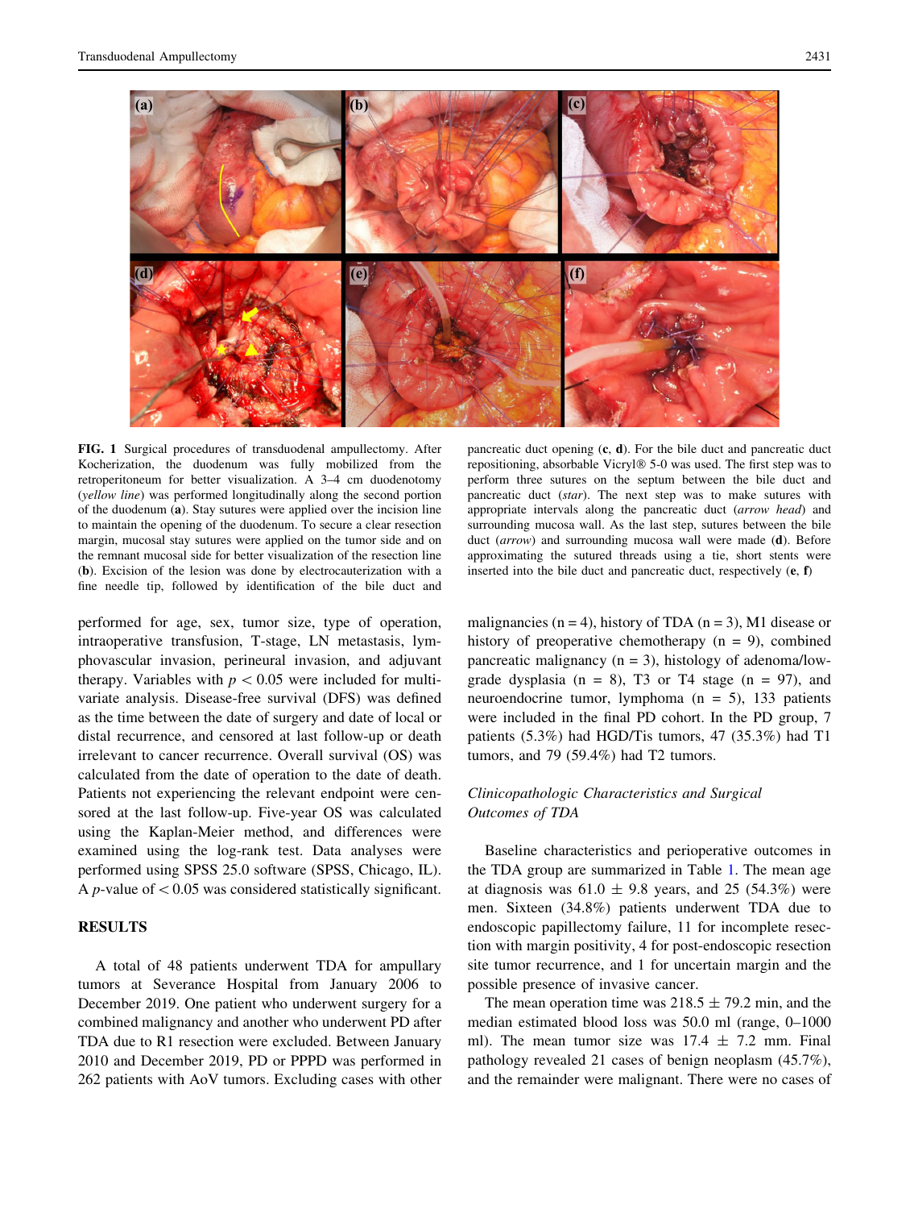**FIG. 1** Surgical procedures of transduodenal ampullectomy. After Kocherization, the duodenum was fully mobilized from the retroperitoneum for better visualization. A 3–4 cm duodenotomy (*yellow line*) was performed longitudinally along the second portion of the duodenum (**a**). Stay sutures were applied over the incision line to maintain the opening of the duodenum. To secure a clear resection margin, mucosal stay sutures were applied on the tumor side and on the remnant mucosal side for better visualization of the resection line (**b**). Excision of the lesion was done by electrocauterization with a fine needle tip, followed by identification of the bile duct and pancreatic duct opening (**c**, **d**). For the bile duct and pancreatic duct repositioning, absorbable Vicryl® 5-0 was used. The first step was to perform three sutures on the septum between the bile duct and pancreatic duct (*star*). The next step was to make sutures with appropriate intervals along the pancreatic duct (*arrow head*) and surrounding mucosa wall. As the last step, sutures between the bile duct (*arrow*) and surrounding mucosa wall were made (**d**). Before approximating the sutured threads using a tie, short stents were inserted into the bile duct and pancreatic duct, respectively (**e**, **f**)

performed for age, sex, tumor size, type of operation, intraoperative transfusion, T-stage, LN metastasis, lymphovascular invasion, perineural invasion, and adjuvant therapy. Variables with $p < 0.05$ were included for multivariate analysis. Disease-free survival (DFS) was defined as the time between the date of surgery and date of local or distal recurrence, and censored at last follow-up or death irrelevant to cancer recurrence. Overall survival (OS) was calculated from the date of operation to the date of death. Patients not experiencing the relevant endpoint were censored at the last follow-up. Five-year OS was calculated using the Kaplan-Meier method, and differences were examined using the log-rank test. Data analyses were performed using SPSS 25.0 software (SPSS, Chicago, IL). A $p$-value of $< 0.05$ was considered statistically significant.

## RESULTS

A total of 48 patients underwent TDA for ampullary tumors at Severance Hospital from January 2006 to December 2019. One patient who underwent surgery for a combined malignancy and another who underwent PD after TDA due to R1 resection were excluded. Between January 2010 and December 2019, PD or PPPD was performed in 262 patients with AoV tumors. Excluding cases with other malignancies (n = 4), history of TDA (n = 3), M1 disease or history of preoperative chemotherapy (n = 9), combined pancreatic malignancy (n = 3), histology of adenoma/low-grade dysplasia (n = 8), T3 or T4 stage (n = 97), and neuroendocrine tumor, lymphoma (n = 5), 133 patients were included in the final PD cohort. In the PD group, 7 patients (5.3%) had HGD/Tis tumors, 47 (35.3%) had T1 tumors, and 79 (59.4%) had T2 tumors.

### *Clinicopathologic Characteristics and Surgical Outcomes of TDA*

Baseline characteristics and perioperative outcomes in the TDA group are summarized in Table 1. The mean age at diagnosis was 61.0 ± 9.8 years, and 25 (54.3%) were men. Sixteen (34.8%) patients underwent TDA due to endoscopic papillectomy failure, 11 for incomplete resection with margin positivity, 4 for post-endoscopic resection site tumor recurrence, and 1 for uncertain margin and the possible presence of invasive cancer.

The mean operation time was 218.5 ± 79.2 min, and the median estimated blood loss was 50.0 ml (range, 0–1000 ml). The mean tumor size was 17.4 ± 7.2 mm. Final pathology revealed 21 cases of benign neoplasm (45.7%), and the remainder were malignant. There were no cases of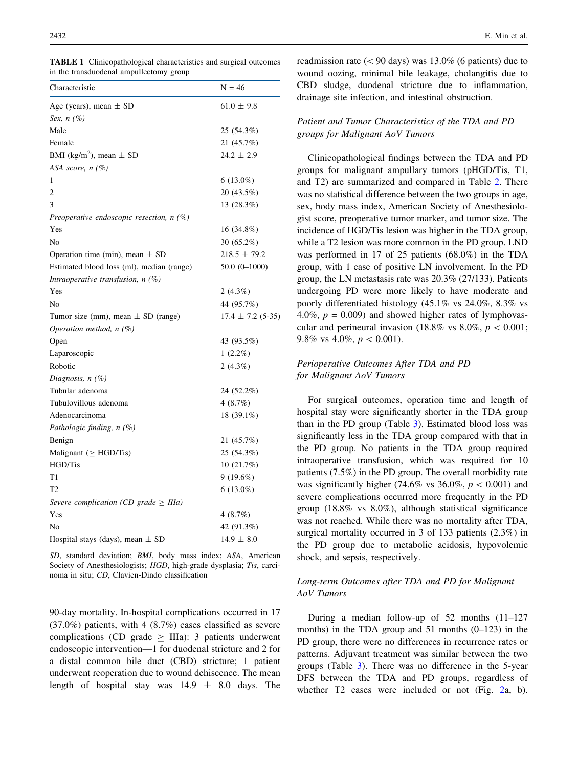**TABLE 1** Clinicopathological characteristics and surgical outcomes in the transduodenal ampullectomy group

| Characteristic | N = 46 |
|---|---|
| Age (years), mean ± SD | 61.0 ± 9.8 |
| *Sex, n (%)* | |
| Male | 25 (54.3%) |
| Female | 21 (45.7%) |
| BMI (kg/m$^2$), mean ± SD | 24.2 ± 2.9 |
| *ASA score, n (%)* | |
| 1 | 6 (13.0%) |
| 2 | 20 (43.5%) |
| 3 | 13 (28.3%) |
| *Preoperative endoscopic resection, n (%)* | |
| Yes | 16 (34.8%) |
| No | 30 (65.2%) |
| Operation time (min), mean ± SD | 218.5 ± 79.2 |
| Estimated blood loss (ml), median (range) | 50.0 (0–1000) |
| *Intraoperative transfusion, n (%)* | |
| Yes | 2 (4.3%) |
| No | 44 (95.7%) |
| Tumor size (mm), mean ± SD (range) | 17.4 ± 7.2 (5-35) |
| *Operation method, n (%)* | |
| Open | 43 (93.5%) |
| Laparoscopic | 1 (2.2%) |
| Robotic | 2 (4.3%) |
| *Diagnosis, n (%)* | |
| Tubular adenoma | 24 (52.2%) |
| Tubulovillous adenoma | 4 (8.7%) |
| Adenocarcinoma | 18 (39.1%) |
| *Pathologic finding, n (%)* | |
| Benign | 21 (45.7%) |
| Malignant (≥ HGD/Tis) | 25 (54.3%) |
| HGD/Tis | 10 (21.7%) |
| T1 | 9 (19.6%) |
| T2 | 6 (13.0%) |
| *Severe complication (CD grade ≥ IIIa)* | |
| Yes | 4 (8.7%) |
| No | 42 (91.3%) |
| Hospital stays (days), mean ± SD | 14.9 ± 8.0 |

*SD*, standard deviation; *BMI*, body mass index; *ASA*, American Society of Anesthesiologists; *HGD*, high-grade dysplasia; *Tis*, carcinoma in situ; *CD*, Clavien-Dindo classification

90-day mortality. In-hospital complications occurred in 17 (37.0%) patients, with 4 (8.7%) cases classified as severe complications (CD grade ≥ IIIa): 3 patients underwent endoscopic intervention—1 for duodenal stricture and 2 for a distal common bile duct (CBD) stricture; 1 patient underwent reoperation due to wound dehiscence. The mean length of hospital stay was 14.9 ± 8.0 days. The readmission rate (< 90 days) was 13.0% (6 patients) due to wound oozing, minimal bile leakage, cholangitis due to CBD sludge, duodenal stricture due to inflammation, drainage site infection, and intestinal obstruction.

### *Patient and Tumor Characteristics of the TDA and PD groups for Malignant AoV Tumors*

Clinicopathological findings between the TDA and PD groups for malignant ampullary tumors (pHGD/Tis, T1, and T2) are summarized and compared in Table 2. There was no statistical difference between the two groups in age, sex, body mass index, American Society of Anesthesiologist score, preoperative tumor marker, and tumor size. The incidence of HGD/Tis lesion was higher in the TDA group, while a T2 lesion was more common in the PD group. LND was performed in 17 of 25 patients (68.0%) in the TDA group, with 1 case of positive LN involvement. In the PD group, the LN metastasis rate was 20.3% (27/133). Patients undergoing PD were more likely to have moderate and poorly differentiated histology (45.1% vs 24.0%, 8.3% vs 4.0%, $p$ = 0.009) and showed higher rates of lymphovascular and perineural invasion (18.8% vs 8.0%, $p < 0.001$; 9.8% vs 4.0%, $p < 0.001$).

### *Perioperative Outcomes After TDA and PD for Malignant AoV Tumors*

For surgical outcomes, operation time and length of hospital stay were significantly shorter in the TDA group than in the PD group (Table 3). Estimated blood loss was significantly less in the TDA group compared with that in the PD group. No patients in the TDA group required intraoperative transfusion, which was required for 10 patients (7.5%) in the PD group. The overall morbidity rate was significantly higher (74.6% vs 36.0%, $p < 0.001$) and severe complications occurred more frequently in the PD group (18.8% vs 8.0%), although statistical significance was not reached. While there was no mortality after TDA, surgical mortality occurred in 3 of 133 patients (2.3%) in the PD group due to metabolic acidosis, hypovolemic shock, and sepsis, respectively.

### *Long-term Outcomes after TDA and PD for Malignant AoV Tumors*

During a median follow-up of 52 months (11–127 months) in the TDA group and 51 months (0–123) in the PD group, there were no differences in recurrence rates or patterns. Adjuvant treatment was similar between the two groups (Table 3). There was no difference in the 5-year DFS between the TDA and PD groups, regardless of whether T2 cases were included or not (Fig. 2a, b).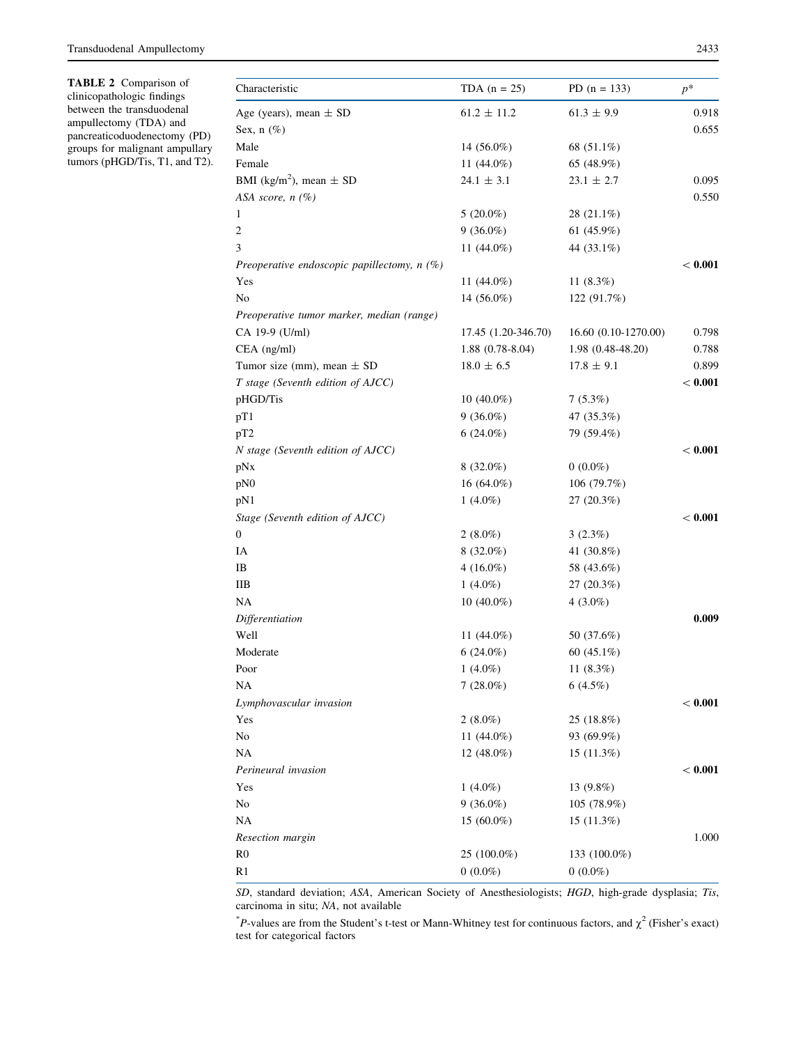**TABLE 2** Comparison of clinicopathologic findings between the transduodenal ampullectomy (TDA) and pancreaticoduodenectomy (PD) groups for malignant ampullary tumors (pHGD/Tis, T1, and T2).

| Characteristic | TDA (n = 25) | PD (n = 133) | $p$* |
|---|---|---|---|
| Age (years), mean ± SD | 61.2 ± 11.2 | 61.3 ± 9.9 | 0.918 |
| Sex, n (%) | | | 0.655 |
| Male | 14 (56.0%) | 68 (51.1%) | |
| Female | 11 (44.0%) | 65 (48.9%) | |
| BMI (kg/m$^2$), mean ± SD | 24.1 ± 3.1 | 23.1 ± 2.7 | 0.095 |
| *ASA score, n (%)* | | | 0.550 |
| 1 | 5 (20.0%) | 28 (21.1%) | |
| 2 | 9 (36.0%) | 61 (45.9%) | |
| 3 | 11 (44.0%) | 44 (33.1%) | |
| *Preoperative endoscopic papillectomy, n (%)* | | | **< 0.001** |
| Yes | 11 (44.0%) | 11 (8.3%) | |
| No | 14 (56.0%) | 122 (91.7%) | |
| *Preoperative tumor marker, median (range)* | | | |
| CA 19-9 (U/ml) | 17.45 (1.20-346.70) | 16.60 (0.10-1270.00) | 0.798 |
| CEA (ng/ml) | 1.88 (0.78-8.04) | 1.98 (0.48-48.20) | 0.788 |
| Tumor size (mm), mean ± SD | 18.0 ± 6.5 | 17.8 ± 9.1 | 0.899 |
| *T stage (Seventh edition of AJCC)* | | | **< 0.001** |
| pHGD/Tis | 10 (40.0%) | 7 (5.3%) | |
| pT1 | 9 (36.0%) | 47 (35.3%) | |
| pT2 | 6 (24.0%) | 79 (59.4%) | |
| *N stage (Seventh edition of AJCC)* | | | **< 0.001** |
| pNx | 8 (32.0%) | 0 (0.0%) | |
| pN0 | 16 (64.0%) | 106 (79.7%) | |
| pN1 | 1 (4.0%) | 27 (20.3%) | |
| *Stage (Seventh edition of AJCC)* | | | **< 0.001** |
| 0 | 2 (8.0%) | 3 (2.3%) | |
| IA | 8 (32.0%) | 41 (30.8%) | |
| IB | 4 (16.0%) | 58 (43.6%) | |
| IIB | 1 (4.0%) | 27 (20.3%) | |
| NA | 10 (40.0%) | 4 (3.0%) | |
| *Differentiation* | | | **0.009** |
| Well | 11 (44.0%) | 50 (37.6%) | |
| Moderate | 6 (24.0%) | 60 (45.1%) | |
| Poor | 1 (4.0%) | 11 (8.3%) | |
| NA | 7 (28.0%) | 6 (4.5%) | |
| *Lymphovascular invasion* | | | **< 0.001** |
| Yes | 2 (8.0%) | 25 (18.8%) | |
| No | 11 (44.0%) | 93 (69.9%) | |
| NA | 12 (48.0%) | 15 (11.3%) | |
| *Perineural invasion* | | | **< 0.001** |
| Yes | 1 (4.0%) | 13 (9.8%) | |
| No | 9 (36.0%) | 105 (78.9%) | |
| NA | 15 (60.0%) | 15 (11.3%) | |
| *Resection margin* | | | 1.000 |
| R0 | 25 (100.0%) | 133 (100.0%) | |
| R1 | 0 (0.0%) | 0 (0.0%) | |

*SD*, standard deviation; *ASA*, American Society of Anesthesiologists; *HGD*, high-grade dysplasia; *Tis*, carcinoma in situ; *NA*, not available

*$P$-values are from the Student's t-test or Mann-Whitney test for continuous factors, and $\chi^2$ (Fisher's exact) test for categorical factors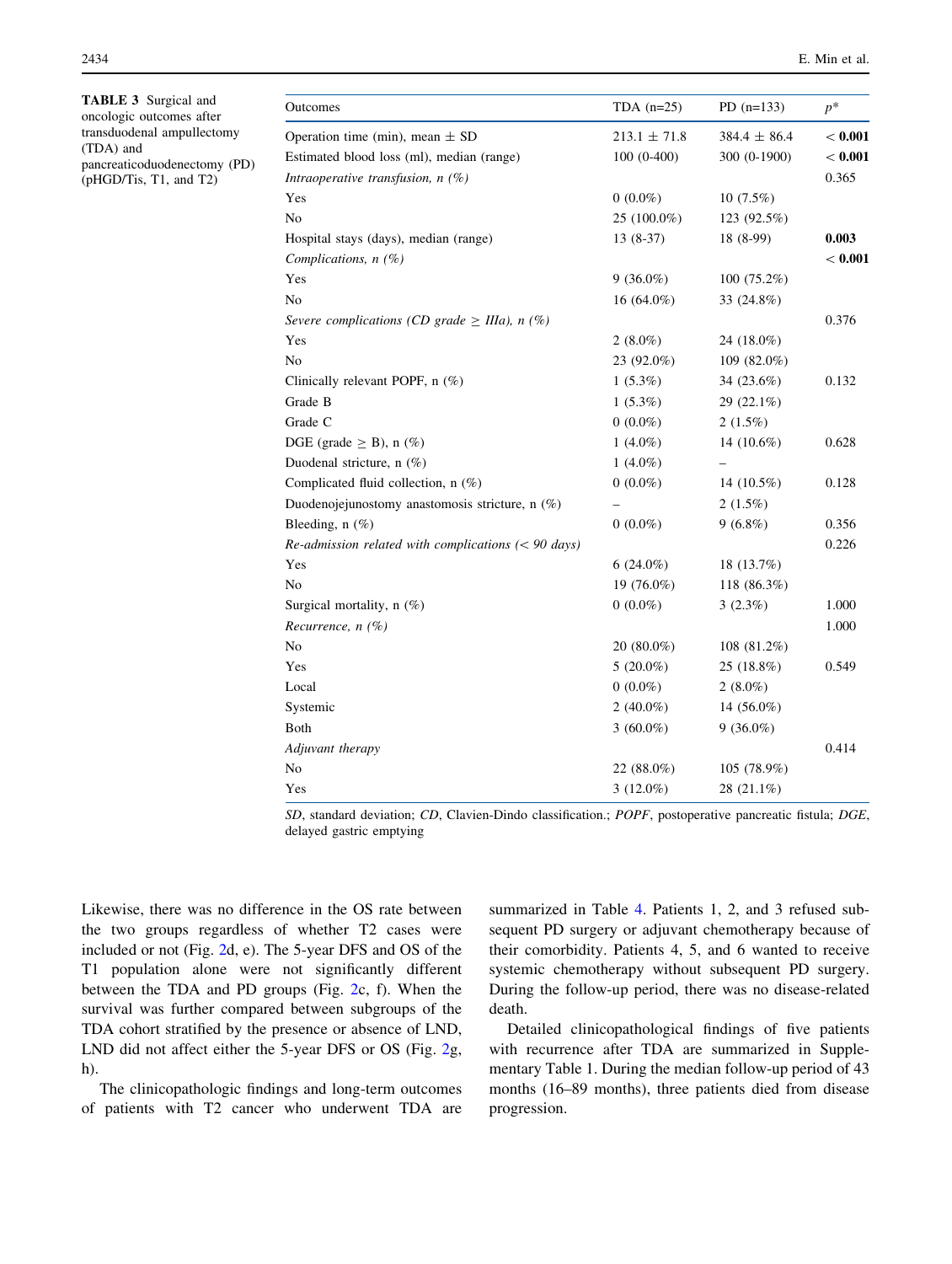**TABLE 3** Surgical and oncologic outcomes after transduodenal ampullectomy (TDA) and pancreaticoduodenectomy (PD) (pHGD/Tis, T1, and T2)

| Outcomes | TDA (n=25) | PD (n=133) | $p$* |
|---|---|---|---|
| Operation time (min), mean ± SD | 213.1 ± 71.8 | 384.4 ± 86.4 | **< 0.001** |
| Estimated blood loss (ml), median (range) | 100 (0-400) | 300 (0-1900) | **< 0.001** |
| *Intraoperative transfusion, n (%)* | | | 0.365 |
| Yes | 0 (0.0%) | 10 (7.5%) | |
| No | 25 (100.0%) | 123 (92.5%) | |
| Hospital stays (days), median (range) | 13 (8-37) | 18 (8-99) | **0.003** |
| *Complications, n (%)* | | | **< 0.001** |
| Yes | 9 (36.0%) | 100 (75.2%) | |
| No | 16 (64.0%) | 33 (24.8%) | |
| *Severe complications (CD grade ≥ IIIa), n (%)* | | | 0.376 |
| Yes | 2 (8.0%) | 24 (18.0%) | |
| No | 23 (92.0%) | 109 (82.0%) | |
| Clinically relevant POPF, n (%) | 1 (5.3%) | 34 (23.6%) | 0.132 |
| Grade B | 1 (5.3%) | 29 (22.1%) | |
| Grade C | 0 (0.0%) | 2 (1.5%) | |
| DGE (grade ≥ B), n (%) | 1 (4.0%) | 14 (10.6%) | 0.628 |
| Duodenal stricture, n (%) | 1 (4.0%) | – | |
| Complicated fluid collection, n (%) | 0 (0.0%) | 14 (10.5%) | 0.128 |
| Duodenojejunostomy anastomosis stricture, n (%) | – | 2 (1.5%) | |
| Bleeding, n (%) | 0 (0.0%) | 9 (6.8%) | 0.356 |
| *Re-admission related with complications (< 90 days)* | | | 0.226 |
| Yes | 6 (24.0%) | 18 (13.7%) | |
| No | 19 (76.0%) | 118 (86.3%) | |
| Surgical mortality, n (%) | 0 (0.0%) | 3 (2.3%) | 1.000 |
| *Recurrence, n (%)* | | | 1.000 |
| No | 20 (80.0%) | 108 (81.2%) | |
| Yes | 5 (20.0%) | 25 (18.8%) | 0.549 |
| Local | 0 (0.0%) | 2 (8.0%) | |
| Systemic | 2 (40.0%) | 14 (56.0%) | |
| Both | 3 (60.0%) | 9 (36.0%) | |
| *Adjuvant therapy* | | | 0.414 |
| No | 22 (88.0%) | 105 (78.9%) | |
| Yes | 3 (12.0%) | 28 (21.1%) | |

*SD*, standard deviation; *CD*, Clavien-Dindo classification.; *POPF*, postoperative pancreatic fistula; *DGE*, delayed gastric emptying

Likewise, there was no difference in the OS rate between the two groups regardless of whether T2 cases were included or not (Fig. 2d, e). The 5-year DFS and OS of the T1 population alone were not significantly different between the TDA and PD groups (Fig. 2c, f). When the survival was further compared between subgroups of the TDA cohort stratified by the presence or absence of LND, LND did not affect either the 5-year DFS or OS (Fig. 2g, h).

The clinicopathologic findings and long-term outcomes of patients with T2 cancer who underwent TDA are summarized in Table 4. Patients 1, 2, and 3 refused subsequent PD surgery or adjuvant chemotherapy because of their comorbidity. Patients 4, 5, and 6 wanted to receive systemic chemotherapy without subsequent PD surgery. During the follow-up period, there was no disease-related death.

Detailed clinicopathological findings of five patients with recurrence after TDA are summarized in Supplementary Table 1. During the median follow-up period of 43 months (16–89 months), three patients died from disease progression.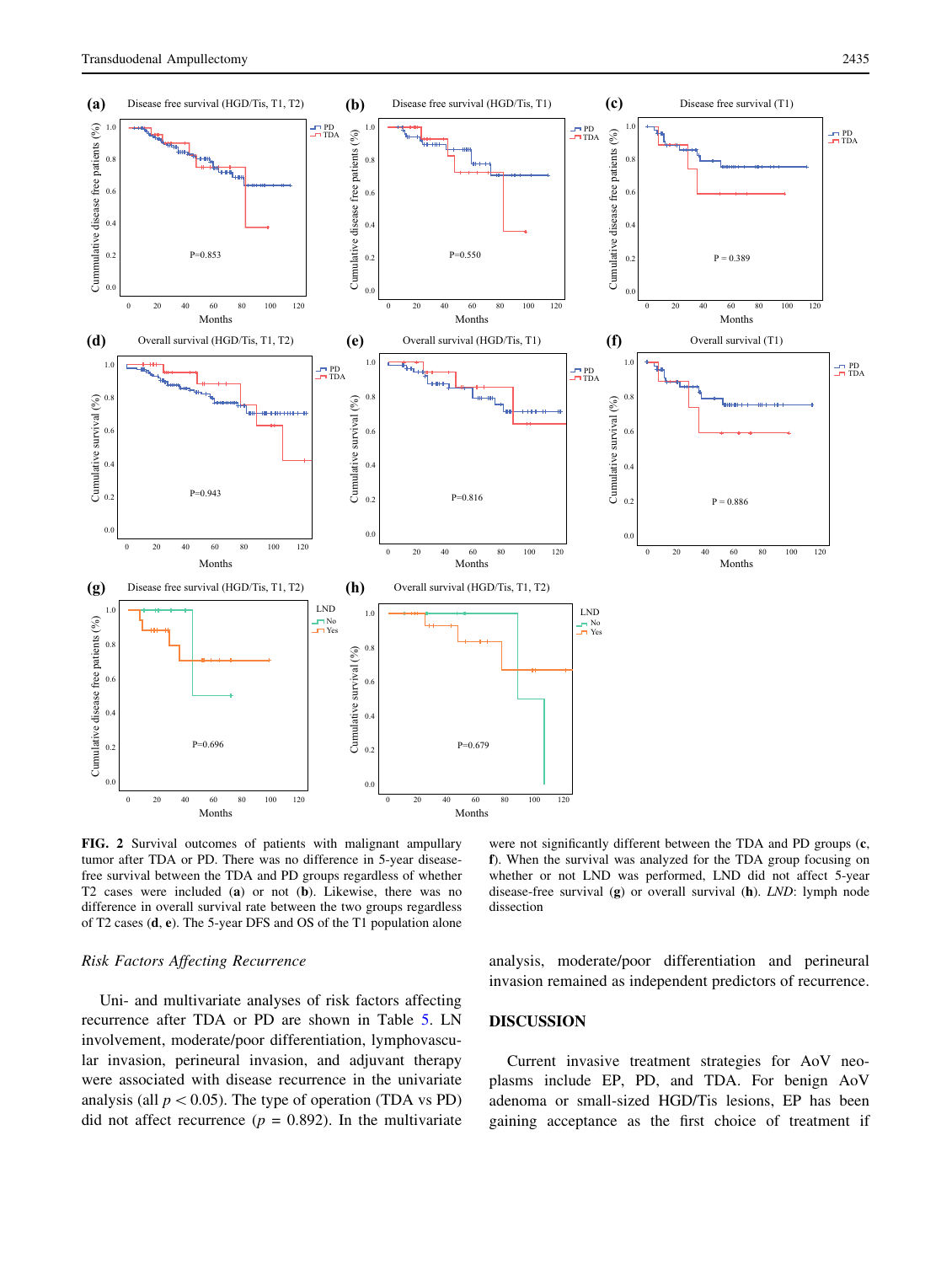**FIG. 2** Survival outcomes of patients with malignant ampullary tumor after TDA or PD. There was no difference in 5-year disease-free survival between the TDA and PD groups regardless of whether T2 cases were included (**a**) or not (**b**). Likewise, there was no difference in overall survival rate between the two groups regardless of T2 cases (**d**, **e**). The 5-year DFS and OS of the T1 population alone were not significantly different between the TDA and PD groups (**c**, **f**). When the survival was analyzed for the TDA group focusing on whether or not LND was performed, LND did not affect 5-year disease-free survival (**g**) or overall survival (**h**). *LND*: lymph node dissection

### *Risk Factors Affecting Recurrence*

Uni- and multivariate analyses of risk factors affecting recurrence after TDA or PD are shown in Table 5. LN involvement, moderate/poor differentiation, lymphovascular invasion, perineural invasion, and adjuvant therapy were associated with disease recurrence in the univariate analysis (all $p < 0.05$). The type of operation (TDA vs PD) did not affect recurrence ($p = 0.892$). In the multivariate analysis, moderate/poor differentiation and perineural invasion remained as independent predictors of recurrence.

## DISCUSSION

Current invasive treatment strategies for AoV neoplasms include EP, PD, and TDA. For benign AoV adenoma or small-sized HGD/Tis lesions, EP has been gaining acceptance as the first choice of treatment if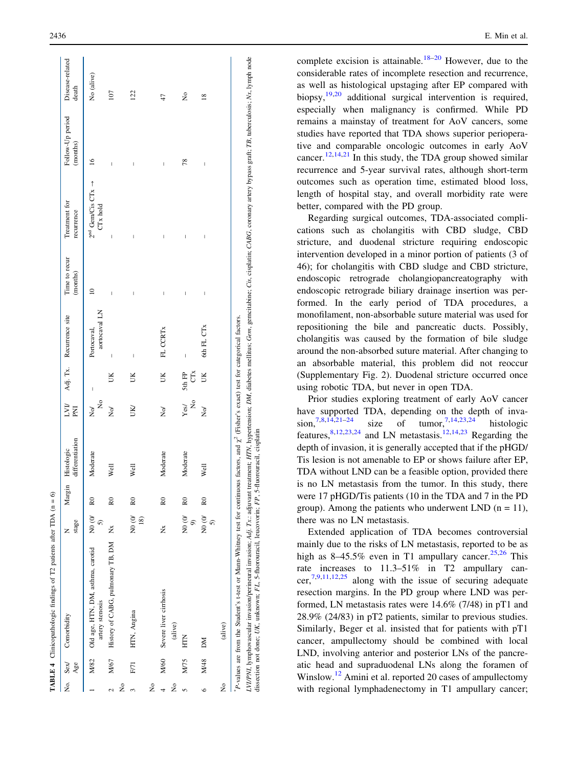**TABLE 4** Clinicopathologic findings of T2 patients after TDA (n = 6)

| No. | Sex/ Age | Comorbidity | N stage | Margin | Histologic differentiation | LVI/ PNI | Adj. Tx. | Recurrence site | Time to recur (months) | Treatment for recurrence | Follow-Up period (months) | Disease-related death |
|---|---|---|---|---|---|---|---|---|---|---|---|---|
| 1 | M/82 | Old age, HTN, DM, asthma, carotid artery stenosis | N0 (0/ 5) | R0 | Moderate | No/ No | – | Portocaval, aortocaval LN | 10 | 2nd Gem/Cis CTx → CTx hold | 16 | No (alive) |
| 2 | M/67 | History of CABG, pulmonary TB, DM | Nx | R0 | Well | No/ | UK | – | – | – | – | 107 |
| No | | | | | | | | | | | | |
| 3 | F/71 | HTN, Angina | N0 (0/ 18) | R0 | Well | UK/ | UK | – | – | – | – | 122 |
| No | | | | | | | | | | | | |
| 4 | M/60 | Severe liver cirrhosis | Nx | R0 | Moderate | No/ | UK | FL CCRTx | – | – | – | 47 |
| No | | (alive) | | | | | | | | | | |
| 5 | M/75 | HTN | N0 (0/ 9) | R0 | Moderate | Yes/ No | 5th FP CTx | – | – | – | 78 | No |
| 6 | M/48 | DM | N0 (0/ 5) | R0 | Well | No/ | UK | 6th FL CTx | – | – | – | 18 |
| No | | (alive) | | | | | | | | | | |

*P*-values are from the Student's t-test or Mann-Whitney test for continuous factors, and $\chi^2$ (Fisher's exact) test for categorical factors.

*LVI/PNI*, lymphovascular invasion/perineural invasion; *Adj. Tx.*: adjuvant treatment; *HTN*, hypertension; *DM*, diabetes mellitus; *Gem*, gemcitabine; *Cis*, cisplatin; *CABG*, coronary artery bypass graft; *TB*, tuberculosis; *Nx*, lymph node dissection not done; *UK*, unknown; *FL*, 5-fluorouracil, leucovorin; *FP*, 5-fluorouracil, cisplatin

complete excision is attainable.[18–20] However, due to the considerable rates of incomplete resection and recurrence, as well as histological upstaging after EP compared with biopsy,[19,20] additional surgical intervention is required, especially when malignancy is confirmed. While PD remains a mainstay of treatment for AoV cancers, some studies have reported that TDA shows superior perioperative and comparable oncologic outcomes in early AoV cancer.[12,14,21] In this study, the TDA group showed similar recurrence and 5-year survival rates, although short-term outcomes such as operation time, estimated blood loss, length of hospital stay, and overall morbidity rate were better, compared with the PD group.

Regarding surgical outcomes, TDA-associated complications such as cholangitis with CBD sludge, CBD stricture, and duodenal stricture requiring endoscopic intervention developed in a minor portion of patients (3 of 46); for cholangitis with CBD sludge and CBD stricture, endoscopic retrograde cholangiopancreatography with endoscopic retrograde biliary drainage insertion was performed. In the early period of TDA procedures, a monofilament, non-absorbable suture material was used for repositioning the bile and pancreatic ducts. Possibly, cholangitis was caused by the formation of bile sludge around the non-absorbed suture material. After changing to an absorbable material, this problem did not reoccur (Supplementary Fig. 2). Duodenal stricture occurred once using robotic TDA, but never in open TDA.

Prior studies exploring treatment of early AoV cancer have supported TDA, depending on the depth of invasion,[7,8,14,21–24] size of tumor,[7,14,23,24] histologic features,[8,12,23,24] and LN metastasis.[12,14,23] Regarding the depth of invasion, it is generally accepted that if the pHGD/Tis lesion is not amenable to EP or shows failure after EP, TDA without LND can be a feasible option, provided there is no LN metastasis from the tumor. In this study, there were 17 pHGD/Tis patients (10 in the TDA and 7 in the PD group). Among the patients who underwent LND (n = 11), there was no LN metastasis.

Extended application of TDA becomes controversial mainly due to the risks of LN metastasis, reported to be as high as 8–45.5% even in T1 ampullary cancer.[25,26] This rate increases to 11.3–51% in T2 ampullary cancer,[7,9,11,12,25] along with the issue of securing adequate resection margins. In the PD group where LND was performed, LN metastasis rates were 14.6% (7/48) in pT1 and 28.9% (24/83) in pT2 patients, similar to previous studies. Similarly, Beger et al. insisted that for patients with pT1 cancer, ampullectomy should be combined with local LND, involving anterior and posterior LNs of the pancreatic head and supraduodenal LNs along the foramen of Winslow.[12] Amini et al. reported 20 cases of ampullectomy with regional lymphadenectomy in T1 ampullary cancer;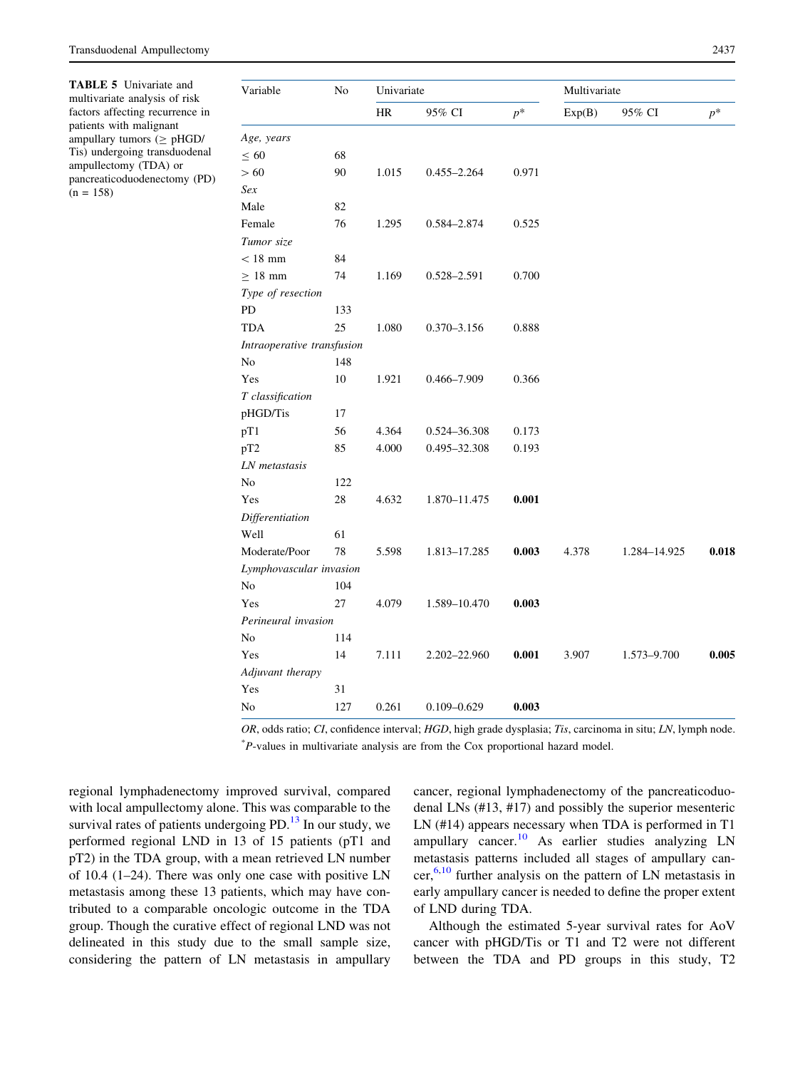**TABLE 5** Univariate and multivariate analysis of risk factors affecting recurrence in patients with malignant ampullary tumors (≥ pHGD/Tis) undergoing transduodenal ampullectomy (TDA) or pancreaticoduodenectomy (PD) (n = 158)

| Variable | No | Univariate | | | Multivariate | | |
|---|---|---|---|---|---|---|---|
| | | HR | 95% CI | $p^*$ | Exp(B) | 95% CI | $p^*$ |
| *Age, years* | | | | | | | |
| ≤ 60 | 68 | | | | | | |
| > 60 | 90 | 1.015 | 0.455–2.264 | 0.971 | | | |
| *Sex* | | | | | | | |
| Male | 82 | | | | | | |
| Female | 76 | 1.295 | 0.584–2.874 | 0.525 | | | |
| *Tumor size* | | | | | | | |
| < 18 mm | 84 | | | | | | |
| ≥ 18 mm | 74 | 1.169 | 0.528–2.591 | 0.700 | | | |
| *Type of resection* | | | | | | | |
| PD | 133 | | | | | | |
| TDA | 25 | 1.080 | 0.370–3.156 | 0.888 | | | |
| *Intraoperative transfusion* | | | | | | | |
| No | 148 | | | | | | |
| Yes | 10 | 1.921 | 0.466–7.909 | 0.366 | | | |
| *T classification* | | | | | | | |
| pHGD/Tis | 17 | | | | | | |
| pT1 | 56 | 4.364 | 0.524–36.308 | 0.173 | | | |
| pT2 | 85 | 4.000 | 0.495–32.308 | 0.193 | | | |
| *LN metastasis* | | | | | | | |
| No | 122 | | | | | | |
| Yes | 28 | 4.632 | 1.870–11.475 | **0.001** | | | |
| *Differentiation* | | | | | | | |
| Well | 61 | | | | | | |
| Moderate/Poor | 78 | 5.598 | 1.813–17.285 | **0.003** | 4.378 | 1.284–14.925 | **0.018** |
| *Lymphovascular invasion* | | | | | | | |
| No | 104 | | | | | | |
| Yes | 27 | 4.079 | 1.589–10.470 | **0.003** | | | |
| *Perineural invasion* | | | | | | | |
| No | 114 | | | | | | |
| Yes | 14 | 7.111 | 2.202–22.960 | **0.001** | 3.907 | 1.573–9.700 | **0.005** |
| *Adjuvant therapy* | | | | | | | |
| Yes | 31 | | | | | | |
| No | 127 | 0.261 | 0.109–0.629 | **0.003** | | | |

*OR*, odds ratio; *CI*, confidence interval; *HGD*, high grade dysplasia; *Tis*, carcinoma in situ; *LN*, lymph node.

*P-values in multivariate analysis are from the Cox proportional hazard model.

regional lymphadenectomy improved survival, compared with local ampullectomy alone. This was comparable to the survival rates of patients undergoing PD.[13] In our study, we performed regional LND in 13 of 15 patients (pT1 and pT2) in the TDA group, with a mean retrieved LN number of 10.4 (1–24). There was only one case with positive LN metastasis among these 13 patients, which may have contributed to a comparable oncologic outcome in the TDA group. Though the curative effect of regional LND was not delineated in this study due to the small sample size, considering the pattern of LN metastasis in ampullary cancer, regional lymphadenectomy of the pancreaticoduodenal LNs (#13, #17) and possibly the superior mesenteric LN (#14) appears necessary when TDA is performed in T1 ampullary cancer.[10] As earlier studies analyzing LN metastasis patterns included all stages of ampullary cancer,[6,10] further analysis on the pattern of LN metastasis in early ampullary cancer is needed to define the proper extent of LND during TDA.

Although the estimated 5-year survival rates for AoV cancer with pHGD/Tis or T1 and T2 were not different between the TDA and PD groups in this study, T2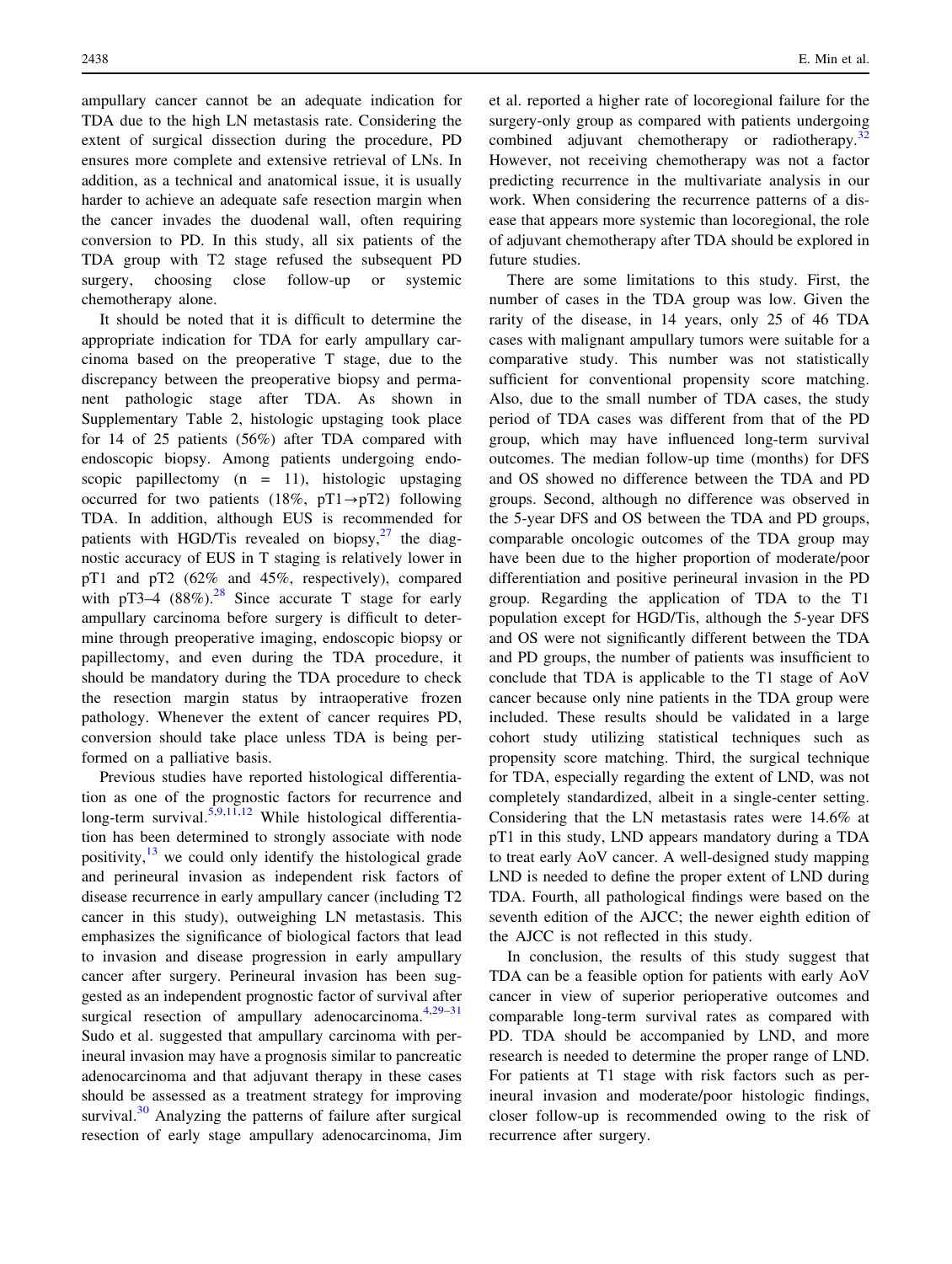ampullary cancer cannot be an adequate indication for TDA due to the high LN metastasis rate. Considering the extent of surgical dissection during the procedure, PD ensures more complete and extensive retrieval of LNs. In addition, as a technical and anatomical issue, it is usually harder to achieve an adequate safe resection margin when the cancer invades the duodenal wall, often requiring conversion to PD. In this study, all six patients of the TDA group with T2 stage refused the subsequent PD surgery, choosing close follow-up or systemic chemotherapy alone.

It should be noted that it is difficult to determine the appropriate indication for TDA for early ampullary carcinoma based on the preoperative T stage, due to the discrepancy between the preoperative biopsy and permanent pathologic stage after TDA. As shown in Supplementary Table 2, histologic upstaging took place for 14 of 25 patients (56%) after TDA compared with endoscopic biopsy. Among patients undergoing endoscopic papillectomy ($n = 11$), histologic upstaging occurred for two patients (18%, pT1→pT2) following TDA. In addition, although EUS is recommended for patients with HGD/Tis revealed on biopsy,[27] the diagnostic accuracy of EUS in T staging is relatively lower in pT1 and pT2 (62% and 45%, respectively), compared with pT3–4 (88%).[28] Since accurate T stage for early ampullary carcinoma before surgery is difficult to determine through preoperative imaging, endoscopic biopsy or papillectomy, and even during the TDA procedure, it should be mandatory during the TDA procedure to check the resection margin status by intraoperative frozen pathology. Whenever the extent of cancer requires PD, conversion should take place unless TDA is being performed on a palliative basis.

Previous studies have reported histological differentiation as one of the prognostic factors for recurrence and long-term survival.[5,9,11,12] While histological differentiation has been determined to strongly associate with node positivity,[13] we could only identify the histological grade and perineural invasion as independent risk factors of disease recurrence in early ampullary cancer (including T2 cancer in this study), outweighing LN metastasis. This emphasizes the significance of biological factors that lead to invasion and disease progression in early ampullary cancer after surgery. Perineural invasion has been suggested as an independent prognostic factor of survival after surgical resection of ampullary adenocarcinoma.[4,29–31] Sudo et al. suggested that ampullary carcinoma with perineural invasion may have a prognosis similar to pancreatic adenocarcinoma and that adjuvant therapy in these cases should be assessed as a treatment strategy for improving survival.[30] Analyzing the patterns of failure after surgical resection of early stage ampullary adenocarcinoma, Jim et al. reported a higher rate of locoregional failure for the surgery-only group as compared with patients undergoing combined adjuvant chemotherapy or radiotherapy.[32] However, not receiving chemotherapy was not a factor predicting recurrence in the multivariate analysis in our work. When considering the recurrence patterns of a disease that appears more systemic than locoregional, the role of adjuvant chemotherapy after TDA should be explored in future studies.

There are some limitations to this study. First, the number of cases in the TDA group was low. Given the rarity of the disease, in 14 years, only 25 of 46 TDA cases with malignant ampullary tumors were suitable for a comparative study. This number was not statistically sufficient for conventional propensity score matching. Also, due to the small number of TDA cases, the study period of TDA cases was different from that of the PD group, which may have influenced long-term survival outcomes. The median follow-up time (months) for DFS and OS showed no difference between the TDA and PD groups. Second, although no difference was observed in the 5-year DFS and OS between the TDA and PD groups, comparable oncologic outcomes of the TDA group may have been due to the higher proportion of moderate/poor differentiation and positive perineural invasion in the PD group. Regarding the application of TDA to the T1 population except for HGD/Tis, although the 5-year DFS and OS were not significantly different between the TDA and PD groups, the number of patients was insufficient to conclude that TDA is applicable to the T1 stage of AoV cancer because only nine patients in the TDA group were included. These results should be validated in a large cohort study utilizing statistical techniques such as propensity score matching. Third, the surgical technique for TDA, especially regarding the extent of LND, was not completely standardized, albeit in a single-center setting. Considering that the LN metastasis rates were 14.6% at pT1 in this study, LND appears mandatory during a TDA to treat early AoV cancer. A well-designed study mapping LND is needed to define the proper extent of LND during TDA. Fourth, all pathological findings were based on the seventh edition of the AJCC; the newer eighth edition of the AJCC is not reflected in this study.

In conclusion, the results of this study suggest that TDA can be a feasible option for patients with early AoV cancer in view of superior perioperative outcomes and comparable long-term survival rates as compared with PD. TDA should be accompanied by LND, and more research is needed to determine the proper range of LND. For patients at T1 stage with risk factors such as perineural invasion and moderate/poor histologic findings, closer follow-up is recommended owing to the risk of recurrence after surgery.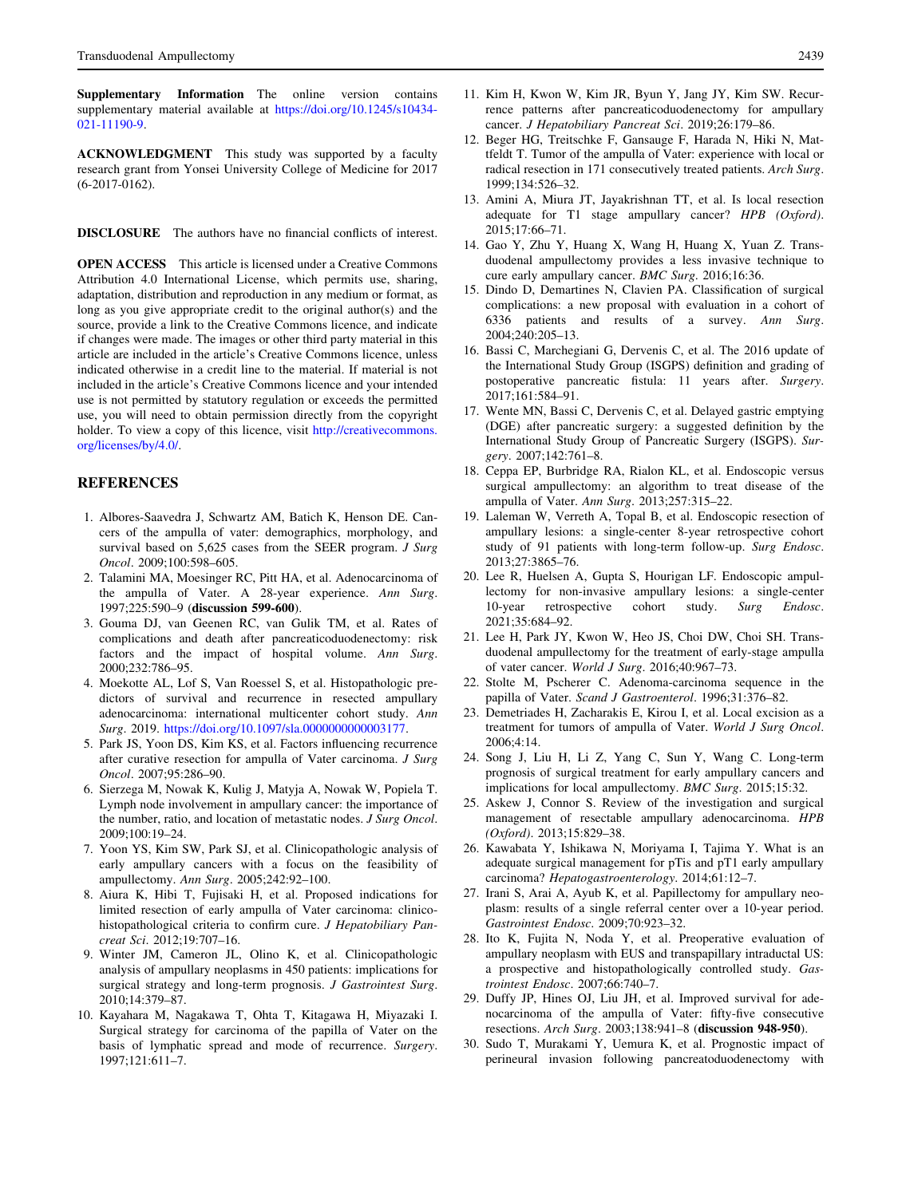**Supplementary Information** The online version contains supplementary material available at https://doi.org/10.1245/s10434-021-11190-9.

**ACKNOWLEDGMENT** This study was supported by a faculty research grant from Yonsei University College of Medicine for 2017 (6-2017-0162).

**DISCLOSURE** The authors have no financial conflicts of interest.

**OPEN ACCESS** This article is licensed under a Creative Commons Attribution 4.0 International License, which permits use, sharing, adaptation, distribution and reproduction in any medium or format, as long as you give appropriate credit to the original author(s) and the source, provide a link to the Creative Commons licence, and indicate if changes were made. The images or other third party material in this article are included in the article's Creative Commons licence, unless indicated otherwise in a credit line to the material. If material is not included in the article's Creative Commons licence and your intended use is not permitted by statutory regulation or exceeds the permitted use, you will need to obtain permission directly from the copyright holder. To view a copy of this licence, visit http://creativecommons.org/licenses/by/4.0/.

## REFERENCES

1. Albores-Saavedra J, Schwartz AM, Batich K, Henson DE. Cancers of the ampulla of vater: demographics, morphology, and survival based on 5,625 cases from the SEER program. *J Surg Oncol*. 2009;100:598–605.
2. Talamini MA, Moesinger RC, Pitt HA, et al. Adenocarcinoma of the ampulla of Vater. A 28-year experience. *Ann Surg*. 1997;225:590–9 (**discussion 599-600**).
3. Gouma DJ, van Geenen RC, van Gulik TM, et al. Rates of complications and death after pancreaticoduodenectomy: risk factors and the impact of hospital volume. *Ann Surg*. 2000;232:786–95.
4. Moekotte AL, Lof S, Van Roessel S, et al. Histopathologic predictors of survival and recurrence in resected ampullary adenocarcinoma: international multicenter cohort study. *Ann Surg*. 2019. https://doi.org/10.1097/sla.0000000000003177.
5. Park JS, Yoon DS, Kim KS, et al. Factors influencing recurrence after curative resection for ampulla of Vater carcinoma. *J Surg Oncol*. 2007;95:286–90.
6. Sierzega M, Nowak K, Kulig J, Matyja A, Nowak W, Popiela T. Lymph node involvement in ampullary cancer: the importance of the number, ratio, and location of metastatic nodes. *J Surg Oncol*. 2009;100:19–24.
7. Yoon YS, Kim SW, Park SJ, et al. Clinicopathologic analysis of early ampullary cancers with a focus on the feasibility of ampullectomy. *Ann Surg*. 2005;242:92–100.
8. Aiura K, Hibi T, Fujisaki H, et al. Proposed indications for limited resection of early ampulla of Vater carcinoma: clinico-histopathological criteria to confirm cure. *J Hepatobiliary Pancreat Sci*. 2012;19:707–16.
9. Winter JM, Cameron JL, Olino K, et al. Clinicopathologic analysis of ampullary neoplasms in 450 patients: implications for surgical strategy and long-term prognosis. *J Gastrointest Surg*. 2010;14:379–87.
10. Kayahara M, Nagakawa T, Ohta T, Kitagawa H, Miyazaki I. Surgical strategy for carcinoma of the papilla of Vater on the basis of lymphatic spread and mode of recurrence. *Surgery*. 1997;121:611–7.
11. Kim H, Kwon W, Kim JR, Byun Y, Jang JY, Kim SW. Recurrence patterns after pancreaticoduodenectomy for ampullary cancer. *J Hepatobiliary Pancreat Sci*. 2019;26:179–86.
12. Beger HG, Treitschke F, Gansauge F, Harada N, Hiki N, Mattfeldt T. Tumor of the ampulla of Vater: experience with local or radical resection in 171 consecutively treated patients. *Arch Surg*. 1999;134:526–32.
13. Amini A, Miura JT, Jayakrishnan TT, et al. Is local resection adequate for T1 stage ampullary cancer? *HPB (Oxford)*. 2015;17:66–71.
14. Gao Y, Zhu Y, Huang X, Wang H, Huang X, Yuan Z. Transduodenal ampullectomy provides a less invasive technique to cure early ampullary cancer. *BMC Surg*. 2016;16:36.
15. Dindo D, Demartines N, Clavien PA. Classification of surgical complications: a new proposal with evaluation in a cohort of 6336 patients and results of a survey. *Ann Surg*. 2004;240:205–13.
16. Bassi C, Marchegiani G, Dervenis C, et al. The 2016 update of the International Study Group (ISGPS) definition and grading of postoperative pancreatic fistula: 11 years after. *Surgery*. 2017;161:584–91.
17. Wente MN, Bassi C, Dervenis C, et al. Delayed gastric emptying (DGE) after pancreatic surgery: a suggested definition by the International Study Group of Pancreatic Surgery (ISGPS). *Surgery*. 2007;142:761–8.
18. Ceppa EP, Burbridge RA, Rialon KL, et al. Endoscopic versus surgical ampullectomy: an algorithm to treat disease of the ampulla of Vater. *Ann Surg*. 2013;257:315–22.
19. Laleman W, Verreth A, Topal B, et al. Endoscopic resection of ampullary lesions: a single-center 8-year retrospective cohort study of 91 patients with long-term follow-up. *Surg Endosc*. 2013;27:3865–76.
20. Lee R, Huelsen A, Gupta S, Hourigan LF. Endoscopic ampullectomy for non-invasive ampullary lesions: a single-center 10-year retrospective cohort study. *Surg Endosc*. 2021;35:684–92.
21. Lee H, Park JY, Kwon W, Heo JS, Choi DW, Choi SH. Transduodenal ampullectomy for the treatment of early-stage ampulla of vater cancer. *World J Surg*. 2016;40:967–73.
22. Stolte M, Pscherer C. Adenoma-carcinoma sequence in the papilla of Vater. *Scand J Gastroenterol*. 1996;31:376–82.
23. Demetriades H, Zacharakis E, Kirou I, et al. Local excision as a treatment for tumors of ampulla of Vater. *World J Surg Oncol*. 2006;4:14.
24. Song J, Liu H, Li Z, Yang C, Sun Y, Wang C. Long-term prognosis of surgical treatment for early ampullary cancers and implications for local ampullectomy. *BMC Surg*. 2015;15:32.
25. Askew J, Connor S. Review of the investigation and surgical management of resectable ampullary adenocarcinoma. *HPB (Oxford)*. 2013;15:829–38.
26. Kawabata Y, Ishikawa N, Moriyama I, Tajima Y. What is an adequate surgical management for pTis and pT1 early ampullary carcinoma? *Hepatogastroenterology*. 2014;61:12–7.
27. Irani S, Arai A, Ayub K, et al. Papillectomy for ampullary neoplasm: results of a single referral center over a 10-year period. *Gastrointest Endosc*. 2009;70:923–32.
28. Ito K, Fujita N, Noda Y, et al. Preoperative evaluation of ampullary neoplasm with EUS and transpapillary intraductal US: a prospective and histopathologically controlled study. *Gastrointest Endosc*. 2007;66:740–7.
29. Duffy JP, Hines OJ, Liu JH, et al. Improved survival for adenocarcinoma of the ampulla of Vater: fifty-five consecutive resections. *Arch Surg*. 2003;138:941–8 (**discussion 948-950**).
30. Sudo T, Murakami Y, Uemura K, et al. Prognostic impact of perineural invasion following pancreatoduodenectomy with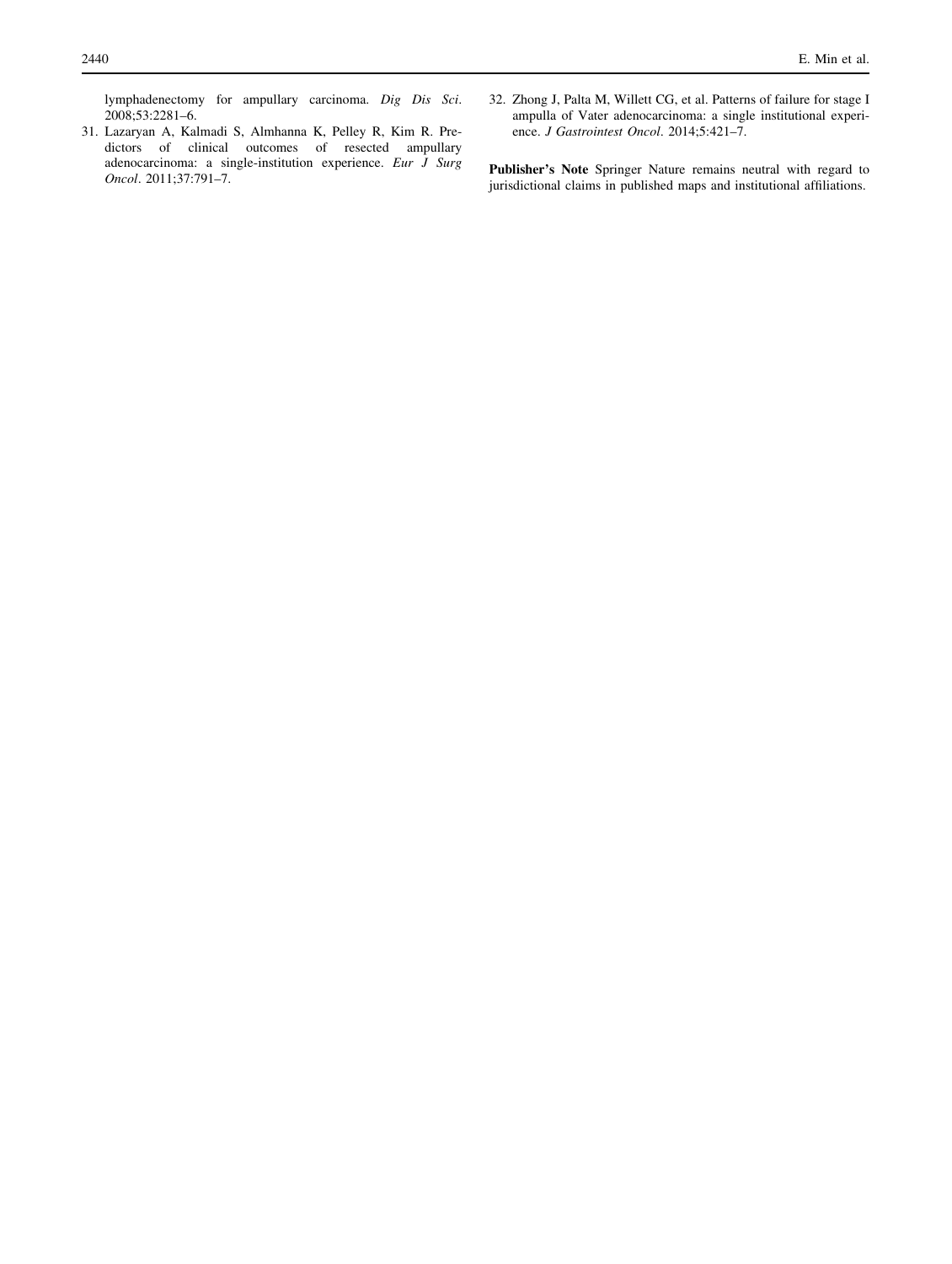lymphadenectomy for ampullary carcinoma. *Dig Dis Sci*. 2008;53:2281–6.

31. Lazaryan A, Kalmadi S, Almhanna K, Pelley R, Kim R. Predictors of clinical outcomes of resected ampullary adenocarcinoma: a single-institution experience. *Eur J Surg Oncol*. 2011;37:791–7.
32. Zhong J, Palta M, Willett CG, et al. Patterns of failure for stage I ampulla of Vater adenocarcinoma: a single institutional experience. *J Gastrointest Oncol*. 2014;5:421–7.

**Publisher's Note** Springer Nature remains neutral with regard to jurisdictional claims in published maps and institutional affiliations.